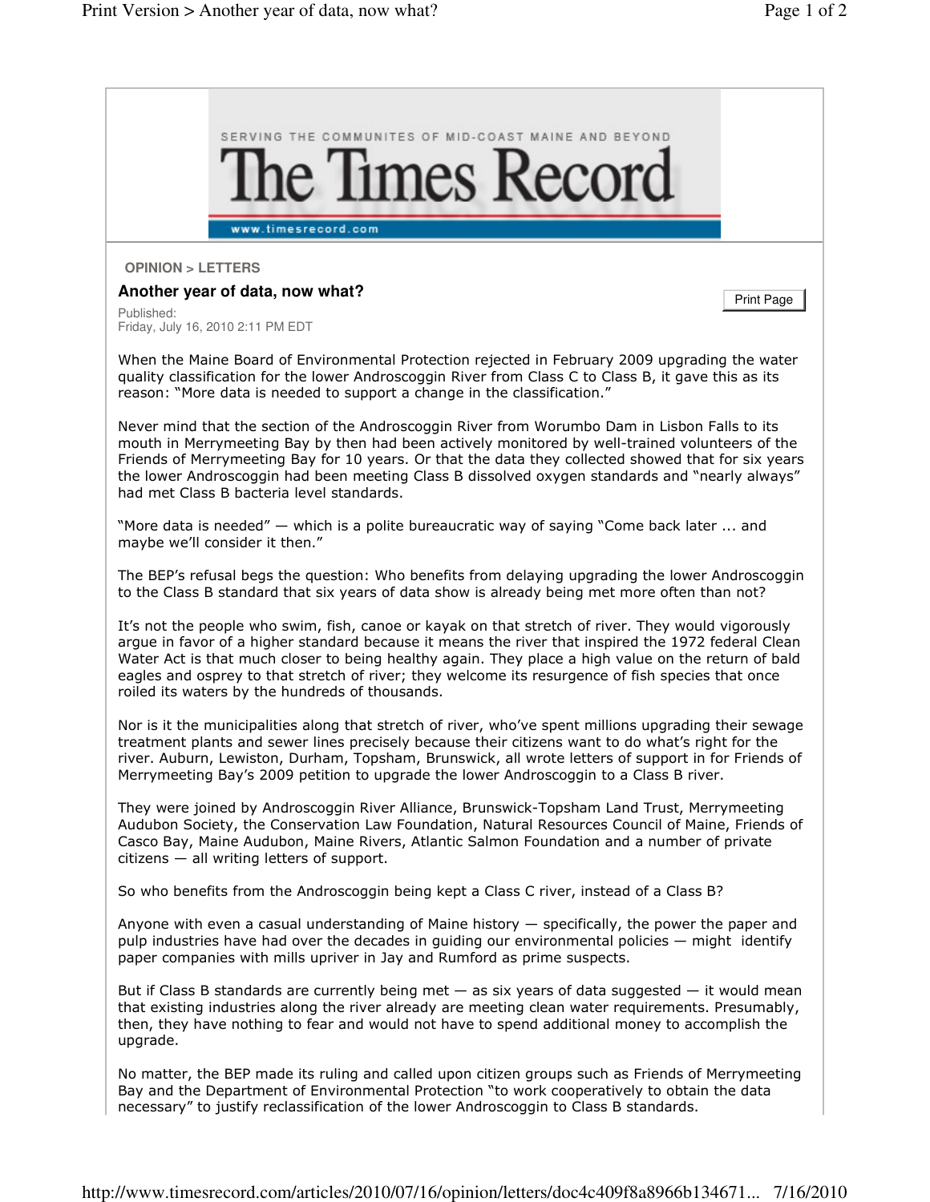# The Times Record

SERVING THE COMMUNITES OF MID-COAST MAINE AND BEYOND

www.timesrecord.com

OPINION > LETTERS

## Another year of data, now what?

Published:
Friday, July 16, 2010 2:11 PM EDT

When the Maine Board of Environmental Protection rejected in February 2009 upgrading the water quality classification for the lower Androscoggin River from Class C to Class B, it gave this as its reason: "More data is needed to support a change in the classification."

Never mind that the section of the Androscoggin River from Worumbo Dam in Lisbon Falls to its mouth in Merrymeeting Bay by then had been actively monitored by well-trained volunteers of the Friends of Merrymeeting Bay for 10 years. Or that the data they collected showed that for six years the lower Androscoggin had been meeting Class B dissolved oxygen standards and "nearly always" had met Class B bacteria level standards.

"More data is needed" — which is a polite bureaucratic way of saying "Come back later ... and maybe we'll consider it then."

The BEP's refusal begs the question: Who benefits from delaying upgrading the lower Androscoggin to the Class B standard that six years of data show is already being met more often than not?

It's not the people who swim, fish, canoe or kayak on that stretch of river. They would vigorously argue in favor of a higher standard because it means the river that inspired the 1972 federal Clean Water Act is that much closer to being healthy again. They place a high value on the return of bald eagles and osprey to that stretch of river; they welcome its resurgence of fish species that once roiled its waters by the hundreds of thousands.

Nor is it the municipalities along that stretch of river, who've spent millions upgrading their sewage treatment plants and sewer lines precisely because their citizens want to do what's right for the river. Auburn, Lewiston, Durham, Topsham, Brunswick, all wrote letters of support in for Friends of Merrymeeting Bay's 2009 petition to upgrade the lower Androscoggin to a Class B river.

They were joined by Androscoggin River Alliance, Brunswick-Topsham Land Trust, Merrymeeting Audubon Society, the Conservation Law Foundation, Natural Resources Council of Maine, Friends of Casco Bay, Maine Audubon, Maine Rivers, Atlantic Salmon Foundation and a number of private citizens — all writing letters of support.

So who benefits from the Androscoggin being kept a Class C river, instead of a Class B?

Anyone with even a casual understanding of Maine history — specifically, the power the paper and pulp industries have had over the decades in guiding our environmental policies — might identify paper companies with mills upriver in Jay and Rumford as prime suspects.

But if Class B standards are currently being met — as six years of data suggested — it would mean that existing industries along the river already are meeting clean water requirements. Presumably, then, they have nothing to fear and would not have to spend additional money to accomplish the upgrade.

No matter, the BEP made its ruling and called upon citizen groups such as Friends of Merrymeeting Bay and the Department of Environmental Protection "to work cooperatively to obtain the data necessary" to justify reclassification of the lower Androscoggin to Class B standards.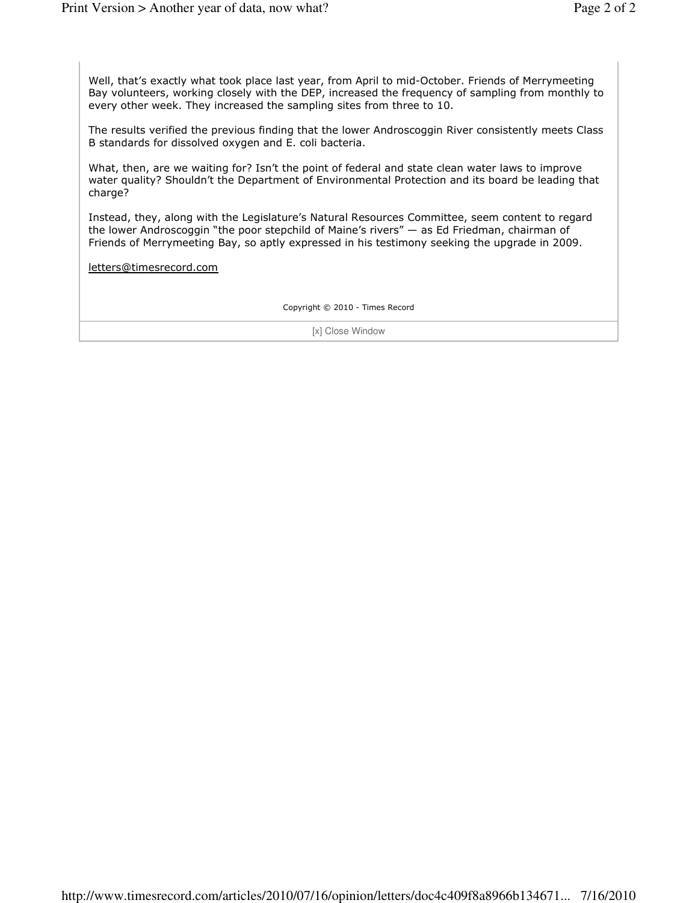Well, that's exactly what took place last year, from April to mid-October. Friends of Merrymeeting Bay volunteers, working closely with the DEP, increased the frequency of sampling from monthly to every other week. They increased the sampling sites from three to 10.

The results verified the previous finding that the lower Androscoggin River consistently meets Class B standards for dissolved oxygen and E. coli bacteria.

What, then, are we waiting for? Isn't the point of federal and state clean water laws to improve water quality? Shouldn't the Department of Environmental Protection and its board be leading that charge?

Instead, they, along with the Legislature's Natural Resources Committee, seem content to regard the lower Androscoggin "the poor stepchild of Maine's rivers" — as Ed Friedman, chairman of Friends of Merrymeeting Bay, so aptly expressed in his testimony seeking the upgrade in 2009.

letters@timesrecord.com

Copyright © 2010 - Times Record

[x] Close Window